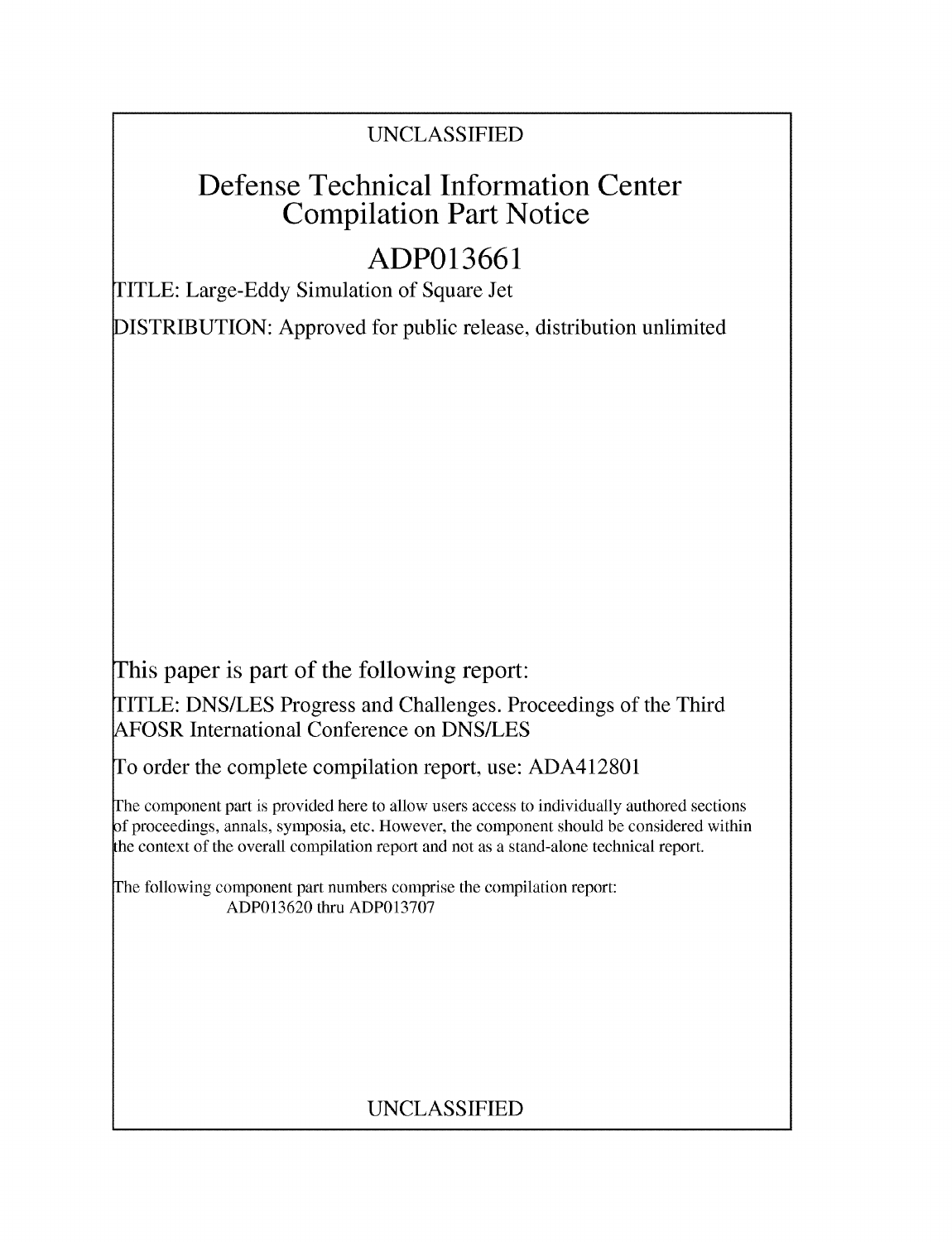UNCLASSIFIED

# Defense Technical Information Center Compilation Part Notice

## ADP013661

TITLE: Large-Eddy Simulation of Square Jet

DISTRIBUTION: Approved for public release, distribution unlimited

This paper is part of the following report:

TITLE: DNS/LES Progress and Challenges. Proceedings of the Third AFOSR International Conference on DNS/LES

To order the complete compilation report, use: ADA412801

The component part is provided here to allow users access to individually authored sections of proceedings, annals, symposia, etc. However, the component should be considered within the context of the overall compilation report and not as a stand-alone technical report.

The following component part numbers comprise the compilation report:
ADP013620 thru ADP013707

UNCLASSIFIED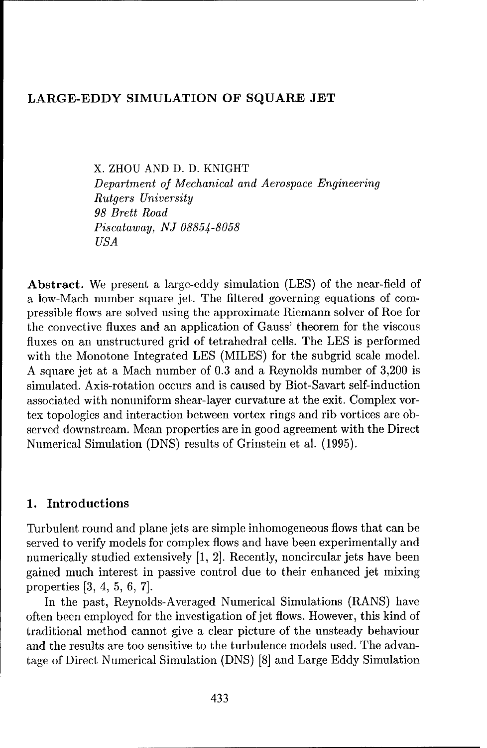# LARGE-EDDY SIMULATION OF SQUARE JET

X. ZHOU AND D. D. KNIGHT
*Department of Mechanical and Aerospace Engineering*
*Rutgers University*
*98 Brett Road*
*Piscataway, NJ 08854-8058*
*USA*

**Abstract.** We present a large-eddy simulation (LES) of the near-field of a low-Mach number square jet. The filtered governing equations of compressible flows are solved using the approximate Riemann solver of Roe for the convective fluxes and an application of Gauss' theorem for the viscous fluxes on an unstructured grid of tetrahedral cells. The LES is performed with the Monotone Integrated LES (MILES) for the subgrid scale model. A square jet at a Mach number of 0.3 and a Reynolds number of 3,200 is simulated. Axis-rotation occurs and is caused by Biot-Savart self-induction associated with nonuniform shear-layer curvature at the exit. Complex vortex topologies and interaction between vortex rings and rib vortices are observed downstream. Mean properties are in good agreement with the Direct Numerical Simulation (DNS) results of Grinstein et al. (1995).

## 1. Introductions

Turbulent round and plane jets are simple inhomogeneous flows that can be served to verify models for complex flows and have been experimentally and numerically studied extensively [1, 2]. Recently, noncircular jets have been gained much interest in passive control due to their enhanced jet mixing properties [3, 4, 5, 6, 7].

In the past, Reynolds-Averaged Numerical Simulations (RANS) have often been employed for the investigation of jet flows. However, this kind of traditional method cannot give a clear picture of the unsteady behaviour and the results are too sensitive to the turbulence models used. The advantage of Direct Numerical Simulation (DNS) [8] and Large Eddy Simulation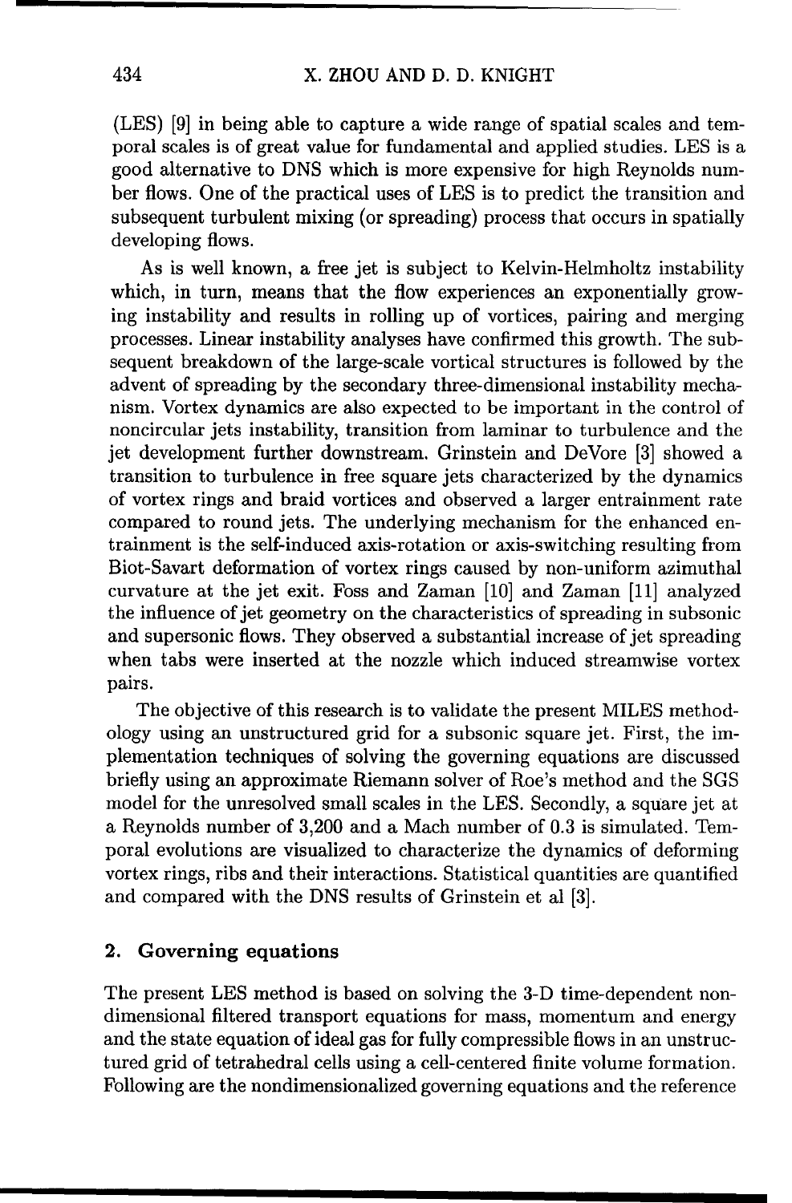(LES) [9] in being able to capture a wide range of spatial scales and temporal scales is of great value for fundamental and applied studies. LES is a good alternative to DNS which is more expensive for high Reynolds number flows. One of the practical uses of LES is to predict the transition and subsequent turbulent mixing (or spreading) process that occurs in spatially developing flows.

As is well known, a free jet is subject to Kelvin-Helmholtz instability which, in turn, means that the flow experiences an exponentially growing instability and results in rolling up of vortices, pairing and merging processes. Linear instability analyses have confirmed this growth. The subsequent breakdown of the large-scale vortical structures is followed by the advent of spreading by the secondary three-dimensional instability mechanism. Vortex dynamics are also expected to be important in the control of noncircular jets instability, transition from laminar to turbulence and the jet development further downstream. Grinstein and DeVore [3] showed a transition to turbulence in free square jets characterized by the dynamics of vortex rings and braid vortices and observed a larger entrainment rate compared to round jets. The underlying mechanism for the enhanced entrainment is the self-induced axis-rotation or axis-switching resulting from Biot-Savart deformation of vortex rings caused by non-uniform azimuthal curvature at the jet exit. Foss and Zaman [10] and Zaman [11] analyzed the influence of jet geometry on the characteristics of spreading in subsonic and supersonic flows. They observed a substantial increase of jet spreading when tabs were inserted at the nozzle which induced streamwise vortex pairs.

The objective of this research is to validate the present MILES methodology using an unstructured grid for a subsonic square jet. First, the implementation techniques of solving the governing equations are discussed briefly using an approximate Riemann solver of Roe's method and the SGS model for the unresolved small scales in the LES. Secondly, a square jet at a Reynolds number of 3,200 and a Mach number of 0.3 is simulated. Temporal evolutions are visualized to characterize the dynamics of deforming vortex rings, ribs and their interactions. Statistical quantities are quantified and compared with the DNS results of Grinstein et al [3].

## 2. Governing equations

The present LES method is based on solving the 3-D time-dependent nondimensional filtered transport equations for mass, momentum and energy and the state equation of ideal gas for fully compressible flows in an unstructured grid of tetrahedral cells using a cell-centered finite volume formation. Following are the nondimensionalized governing equations and the reference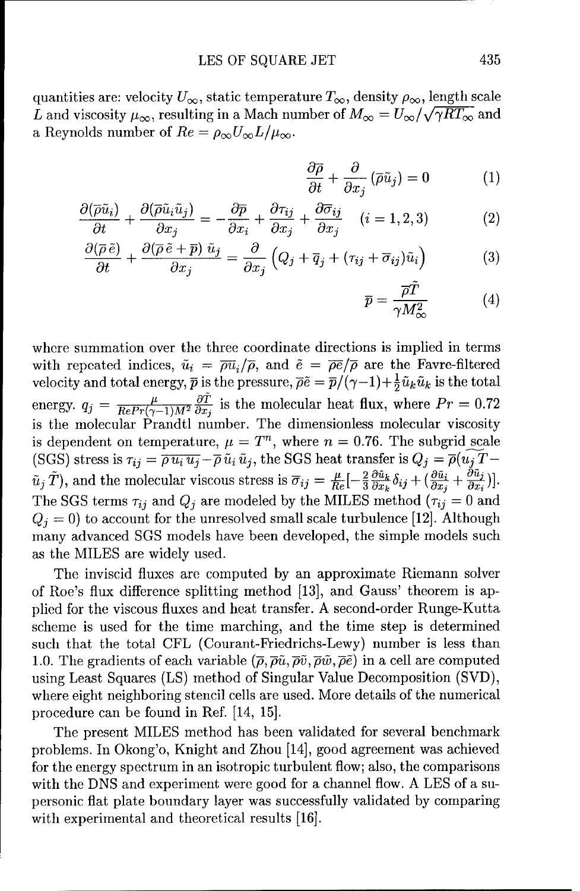quantities are: velocity $U_\infty$, static temperature $T_\infty$, density $\rho_\infty$, length scale $L$ and viscosity $\mu_\infty$, resulting in a Mach number of $M_\infty = U_\infty/\sqrt{\gamma R T_\infty}$ and a Reynolds number of $Re = \rho_\infty U_\infty L/\mu_\infty$.

$$\frac{\partial \overline{\rho}}{\partial t} + \frac{\partial}{\partial x_j}\left(\overline{\rho}\tilde{u}_j\right) = 0 \tag{1}$$

$$\frac{\partial(\overline{\rho}\tilde{u}_i)}{\partial t} + \frac{\partial(\overline{\rho}\tilde{u}_i\tilde{u}_j)}{\partial x_j} = -\frac{\partial \overline{p}}{\partial x_i} + \frac{\partial \tau_{ij}}{\partial x_j} + \frac{\partial \overline{\sigma}_{ij}}{\partial x_j} \quad (i = 1, 2, 3) \tag{2}$$

$$\frac{\partial(\overline{\rho}\,\tilde{e})}{\partial t} + \frac{\partial(\overline{\rho}\,\tilde{e} + \overline{p})\,\tilde{u}_j}{\partial x_j} = \frac{\partial}{\partial x_j}\left(Q_j + \overline{q}_j + (\tau_{ij} + \overline{\sigma}_{ij})\tilde{u}_i\right) \tag{3}$$

$$\overline{p} = \frac{\overline{\rho}\tilde{T}}{\gamma M_\infty^2} \tag{4}$$

where summation over the three coordinate directions is implied in terms with repeated indices, $\tilde{u}_i = \overline{\rho u_i}/\overline{\rho}$, and $\tilde{e} = \overline{\rho e}/\overline{\rho}$ are the Favre-filtered velocity and total energy, $\overline{p}$ is the pressure, $\overline{\rho}\tilde{e} = \overline{p}/(\gamma-1) + \frac{1}{2}\tilde{u}_k\tilde{u}_k$ is the total energy. $q_j = \frac{\mu}{RePr(\gamma-1)M^2}\frac{\partial \tilde{T}}{\partial x_j}$ is the molecular heat flux, where $Pr = 0.72$ is the molecular Prandtl number. The dimensionless molecular viscosity is dependent on temperature, $\mu = T^n$, where $n = 0.76$. The subgrid scale (SGS) stress is $\tau_{ij} = \overline{\rho u_i u_j} - \overline{\rho}\,\tilde{u}_i\,\tilde{u}_j$, the SGS heat transfer is $Q_j = \overline{\rho}(\widetilde{u_j T} - \tilde{u}_j\tilde{T})$, and the molecular viscous stress is $\overline{\sigma}_{ij} = \frac{\mu}{Re}[-\frac{2}{3}\frac{\partial \tilde{u}_k}{\partial x_k}\delta_{ij} + (\frac{\partial \tilde{u}_i}{\partial x_j} + \frac{\partial \tilde{u}_j}{\partial x_i})]$. The SGS terms $\tau_{ij}$ and $Q_j$ are modeled by the MILES method ($\tau_{ij} = 0$ and $Q_j = 0$) to account for the unresolved small scale turbulence [12]. Although many advanced SGS models have been developed, the simple models such as the MILES are widely used.

The inviscid fluxes are computed by an approximate Riemann solver of Roe's flux difference splitting method [13], and Gauss' theorem is applied for the viscous fluxes and heat transfer. A second-order Runge-Kutta scheme is used for the time marching, and the time step is determined such that the total CFL (Courant-Friedrichs-Lewy) number is less than 1.0. The gradients of each variable ($\overline{\rho}, \overline{\rho u}, \overline{\rho v}, \overline{\rho w}, \overline{\rho e}$) in a cell are computed using Least Squares (LS) method of Singular Value Decomposition (SVD), where eight neighboring stencil cells are used. More details of the numerical procedure can be found in Ref. [14, 15].

The present MILES method has been validated for several benchmark problems. In Okong'o, Knight and Zhou [14], good agreement was achieved for the energy spectrum in an isotropic turbulent flow; also, the comparisons with the DNS and experiment were good for a channel flow. A LES of a supersonic flat plate boundary layer was successfully validated by comparing with experimental and theoretical results [16].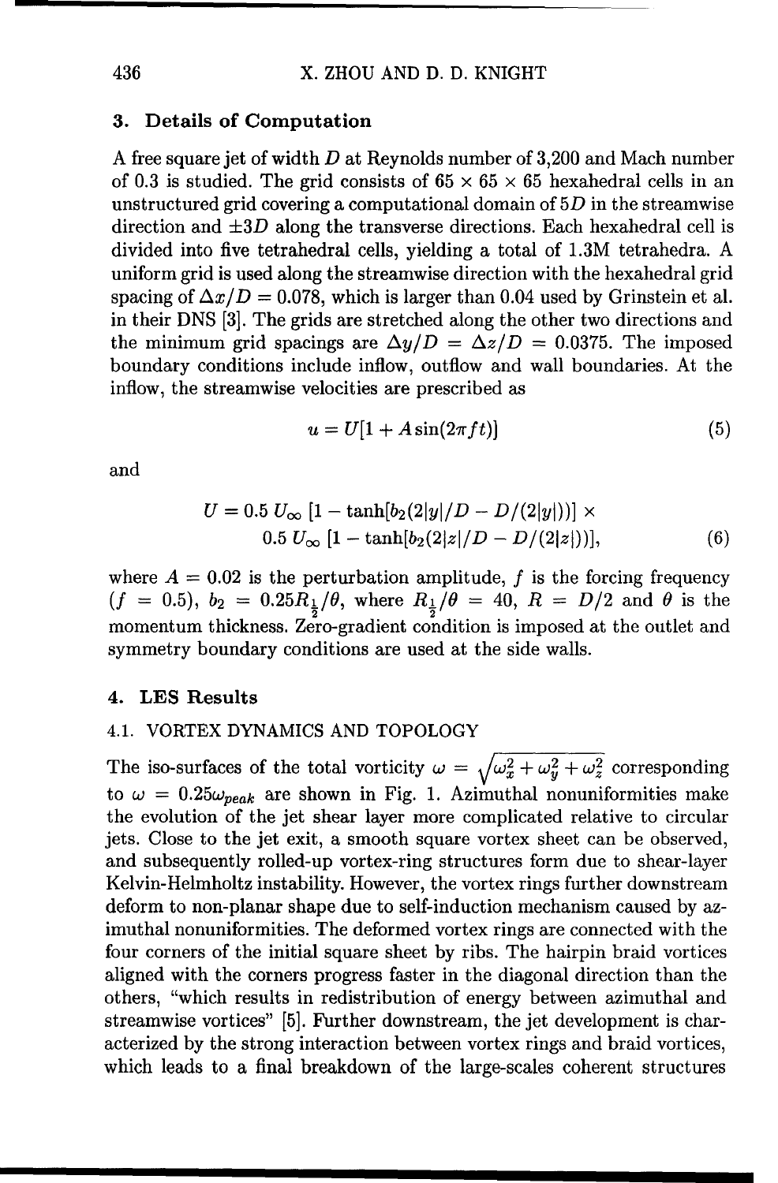## 3. Details of Computation

A free square jet of width $D$ at Reynolds number of 3,200 and Mach number of 0.3 is studied. The grid consists of $65 \times 65 \times 65$ hexahedral cells in an unstructured grid covering a computational domain of $5D$ in the streamwise direction and $\pm 3D$ along the transverse directions. Each hexahedral cell is divided into five tetrahedral cells, yielding a total of 1.3M tetrahedra. A uniform grid is used along the streamwise direction with the hexahedral grid spacing of $\Delta x/D = 0.078$, which is larger than 0.04 used by Grinstein et al. in their DNS [3]. The grids are stretched along the other two directions and the minimum grid spacings are $\Delta y/D = \Delta z/D = 0.0375$. The imposed boundary conditions include inflow, outflow and wall boundaries. At the inflow, the streamwise velocities are prescribed as

$$u = U[1 + A\sin(2\pi f t)] \tag{5}$$

and

$$U = 0.5\, U_\infty \, [1 - \tanh[b_2(2|y|/D - D/(2|y|))] \times \\ 0.5\, U_\infty \, [1 - \tanh[b_2(2|z|/D - D/(2|z|))], \tag{6}$$

where $A = 0.02$ is the perturbation amplitude, $f$ is the forcing frequency ($f = 0.5$), $b_2 = 0.25 R_{\frac{1}{2}}/\theta$, where $R_{\frac{1}{2}}/\theta = 40$, $R = D/2$ and $\theta$ is the momentum thickness. Zero-gradient condition is imposed at the outlet and symmetry boundary conditions are used at the side walls.

## 4. LES Results

### 4.1. VORTEX DYNAMICS AND TOPOLOGY

The iso-surfaces of the total vorticity $\omega = \sqrt{\omega_x^2 + \omega_y^2 + \omega_z^2}$ corresponding to $\omega = 0.25\omega_{peak}$ are shown in Fig. 1. Azimuthal nonuniformities make the evolution of the jet shear layer more complicated relative to circular jets. Close to the jet exit, a smooth square vortex sheet can be observed, and subsequently rolled-up vortex-ring structures form due to shear-layer Kelvin-Helmholtz instability. However, the vortex rings further downstream deform to non-planar shape due to self-induction mechanism caused by azimuthal nonuniformities. The deformed vortex rings are connected with the four corners of the initial square sheet by ribs. The hairpin braid vortices aligned with the corners progress faster in the diagonal direction than the others, "which results in redistribution of energy between azimuthal and streamwise vortices" [5]. Further downstream, the jet development is characterized by the strong interaction between vortex rings and braid vortices, which leads to a final breakdown of the large-scales coherent structures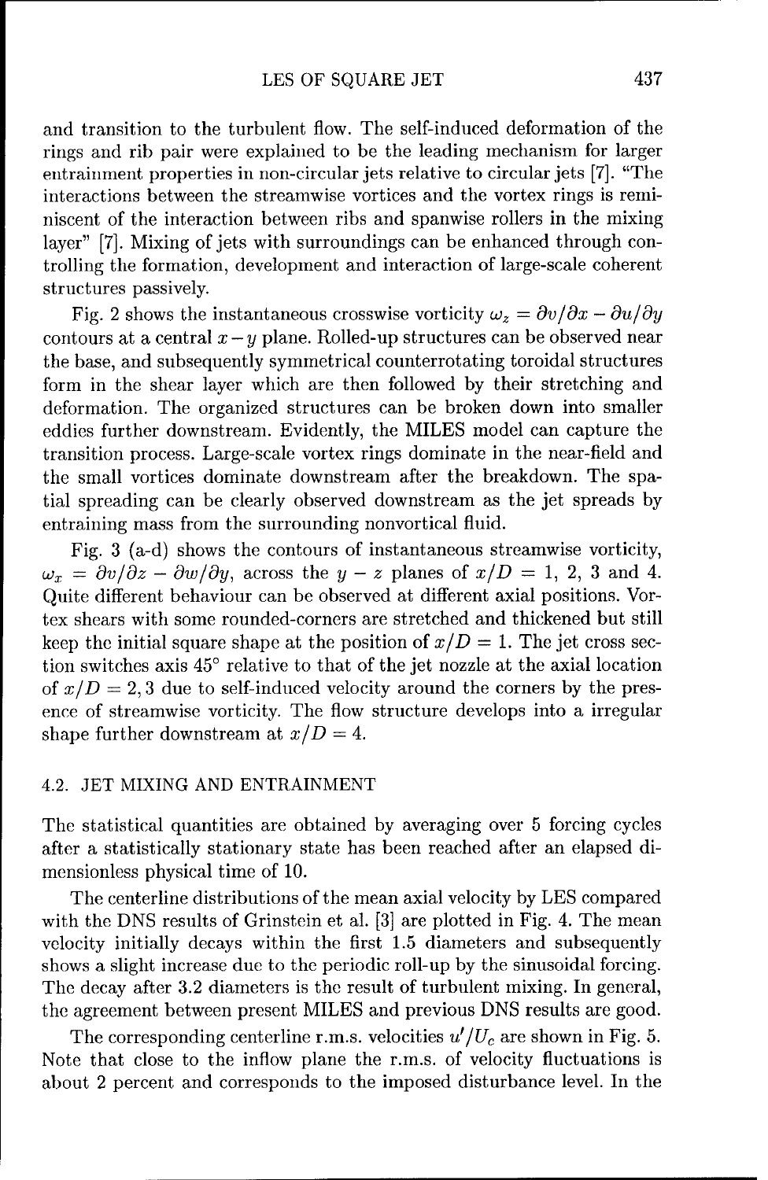and transition to the turbulent flow. The self-induced deformation of the rings and rib pair were explained to be the leading mechanism for larger entrainment properties in non-circular jets relative to circular jets [7]. "The interactions between the streamwise vortices and the vortex rings is reminiscent of the interaction between ribs and spanwise rollers in the mixing layer" [7]. Mixing of jets with surroundings can be enhanced through controlling the formation, development and interaction of large-scale coherent structures passively.

Fig. 2 shows the instantaneous crosswise vorticity $\omega_z = \partial v/\partial x - \partial u/\partial y$ contours at a central $x-y$ plane. Rolled-up structures can be observed near the base, and subsequently symmetrical counterrotating toroidal structures form in the shear layer which are then followed by their stretching and deformation. The organized structures can be broken down into smaller eddies further downstream. Evidently, the MILES model can capture the transition process. Large-scale vortex rings dominate in the near-field and the small vortices dominate downstream after the breakdown. The spatial spreading can be clearly observed downstream as the jet spreads by entraining mass from the surrounding nonvortical fluid.

Fig. 3 (a-d) shows the contours of instantaneous streamwise vorticity, $\omega_x = \partial v/\partial z - \partial w/\partial y$, across the $y-z$ planes of $x/D = 1$, 2, 3 and 4. Quite different behaviour can be observed at different axial positions. Vortex shears with some rounded-corners are stretched and thickened but still keep the initial square shape at the position of $x/D = 1$. The jet cross section switches axis 45° relative to that of the jet nozzle at the axial location of $x/D = 2, 3$ due to self-induced velocity around the corners by the presence of streamwise vorticity. The flow structure develops into a irregular shape further downstream at $x/D = 4$.

### 4.2. JET MIXING AND ENTRAINMENT

The statistical quantities are obtained by averaging over 5 forcing cycles after a statistically stationary state has been reached after an elapsed dimensionless physical time of 10.

The centerline distributions of the mean axial velocity by LES compared with the DNS results of Grinstein et al. [3] are plotted in Fig. 4. The mean velocity initially decays within the first 1.5 diameters and subsequently shows a slight increase due to the periodic roll-up by the sinusoidal forcing. The decay after 3.2 diameters is the result of turbulent mixing. In general, the agreement between present MILES and previous DNS results are good.

The corresponding centerline r.m.s. velocities $u'/U_c$ are shown in Fig. 5. Note that close to the inflow plane the r.m.s. of velocity fluctuations is about 2 percent and corresponds to the imposed disturbance level. In the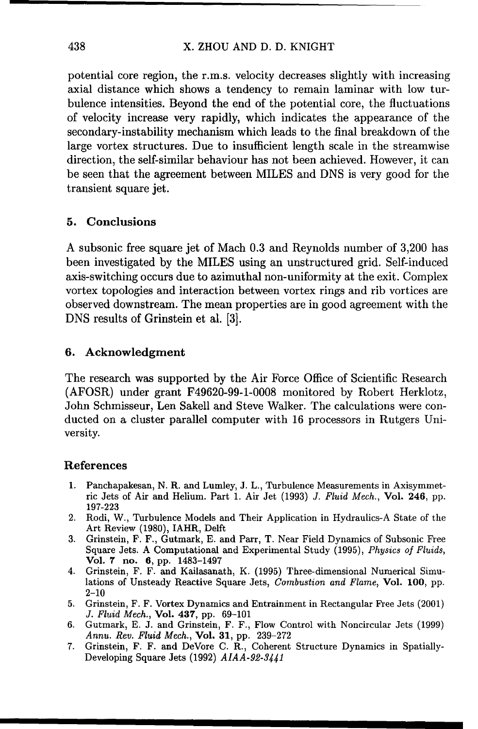potential core region, the r.m.s. velocity decreases slightly with increasing axial distance which shows a tendency to remain laminar with low turbulence intensities. Beyond the end of the potential core, the fluctuations of velocity increase very rapidly, which indicates the appearance of the secondary-instability mechanism which leads to the final breakdown of the large vortex structures. Due to insufficient length scale in the streamwise direction, the self-similar behaviour has not been achieved. However, it can be seen that the agreement between MILES and DNS is very good for the transient square jet.

## 5. Conclusions

A subsonic free square jet of Mach 0.3 and Reynolds number of 3,200 has been investigated by the MILES using an unstructured grid. Self-induced axis-switching occurs due to azimuthal non-uniformity at the exit. Complex vortex topologies and interaction between vortex rings and rib vortices are observed downstream. The mean properties are in good agreement with the DNS results of Grinstein et al. [3].

## 6. Acknowledgment

The research was supported by the Air Force Office of Scientific Research (AFOSR) under grant F49620-99-1-0008 monitored by Robert Herklotz, John Schmisseur, Len Sakell and Steve Walker. The calculations were conducted on a cluster parallel computer with 16 processors in Rutgers University.

## References

1. Panchapakesan, N. R. and Lumley, J. L., Turbulence Measurements in Axisymmetric Jets of Air and Helium. Part 1. Air Jet (1993) *J. Fluid Mech.*, **Vol. 246**, pp. 197-223
2. Rodi, W., Turbulence Models and Their Application in Hydraulics-A State of the Art Review (1980), IAHR, Delft
3. Grinstein, F. F., Gutmark, E. and Parr, T. Near Field Dynamics of Subsonic Free Square Jets. A Computational and Experimental Study (1995), *Physics of Fluids*, **Vol. 7 no. 6**, pp. 1483-1497
4. Grinstein, F. F. and Kailasanath, K. (1995) Three-dimensional Numerical Simulations of Unsteady Reactive Square Jets, *Combustion and Flame*, **Vol. 100**, pp. 2-10
5. Grinstein, F. F. Vortex Dynamics and Entrainment in Rectangular Free Jets (2001) *J. Fluid Mech.*, **Vol. 437**, pp. 69-101
6. Gutmark, E. J. and Grinstein, F. F., Flow Control with Noncircular Jets (1999) *Annu. Rev. Fluid Mech.*, **Vol. 31**, pp. 239-272
7. Grinstein, F. F. and DeVore C. R., Coherent Structure Dynamics in Spatially-Developing Square Jets (1992) *AIAA-92-3441*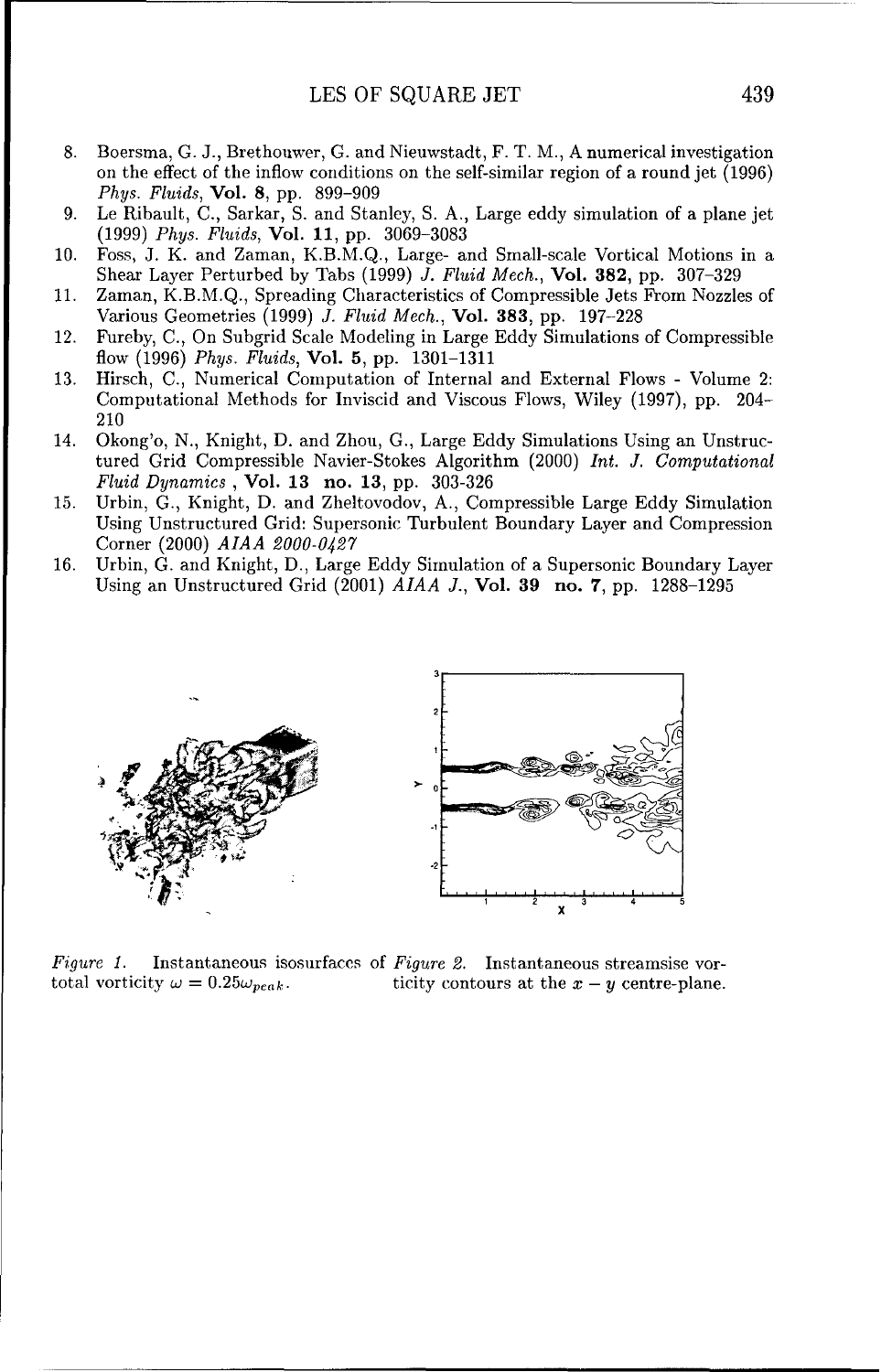8. Boersma, G. J., Brethouwer, G. and Nieuwstadt, F. T. M., A numerical investigation on the effect of the inflow conditions on the self-similar region of a round jet (1996) *Phys. Fluids*, **Vol. 8**, pp. 899–909
9. Le Ribault, C., Sarkar, S. and Stanley, S. A., Large eddy simulation of a plane jet (1999) *Phys. Fluids*, **Vol. 11**, pp. 3069–3083
10. Foss, J. K. and Zaman, K.B.M.Q., Large- and Small-scale Vortical Motions in a Shear Layer Perturbed by Tabs (1999) *J. Fluid Mech.*, **Vol. 382**, pp. 307–329
11. Zaman, K.B.M.Q., Spreading Characteristics of Compressible Jets From Nozzles of Various Geometries (1999) *J. Fluid Mech.*, **Vol. 383**, pp. 197–228
12. Fureby, C., On Subgrid Scale Modeling in Large Eddy Simulations of Compressible flow (1996) *Phys. Fluids*, **Vol. 5**, pp. 1301–1311
13. Hirsch, C., Numerical Computation of Internal and External Flows - Volume 2: Computational Methods for Inviscid and Viscous Flows, Wiley (1997), pp. 204–210
14. Okong'o, N., Knight, D. and Zhou, G., Large Eddy Simulations Using an Unstructured Grid Compressible Navier-Stokes Algorithm (2000) *Int. J. Computational Fluid Dynamics* , **Vol. 13 no. 13**, pp. 303-326
15. Urbin, G., Knight, D. and Zheltovodov, A., Compressible Large Eddy Simulation Using Unstructured Grid: Supersonic Turbulent Boundary Layer and Compression Corner (2000) *AIAA 2000-0427*
16. Urbin, G. and Knight, D., Large Eddy Simulation of a Supersonic Boundary Layer Using an Unstructured Grid (2001) *AIAA J.*, **Vol. 39 no. 7**, pp. 1288–1295

*Figure 1.* Instantaneous isosurfaces of total vorticity $\omega = 0.25\omega_{peak}$.

*Figure 2.* Instantaneous streamsise vorticity contours at the $x - y$ centre-plane.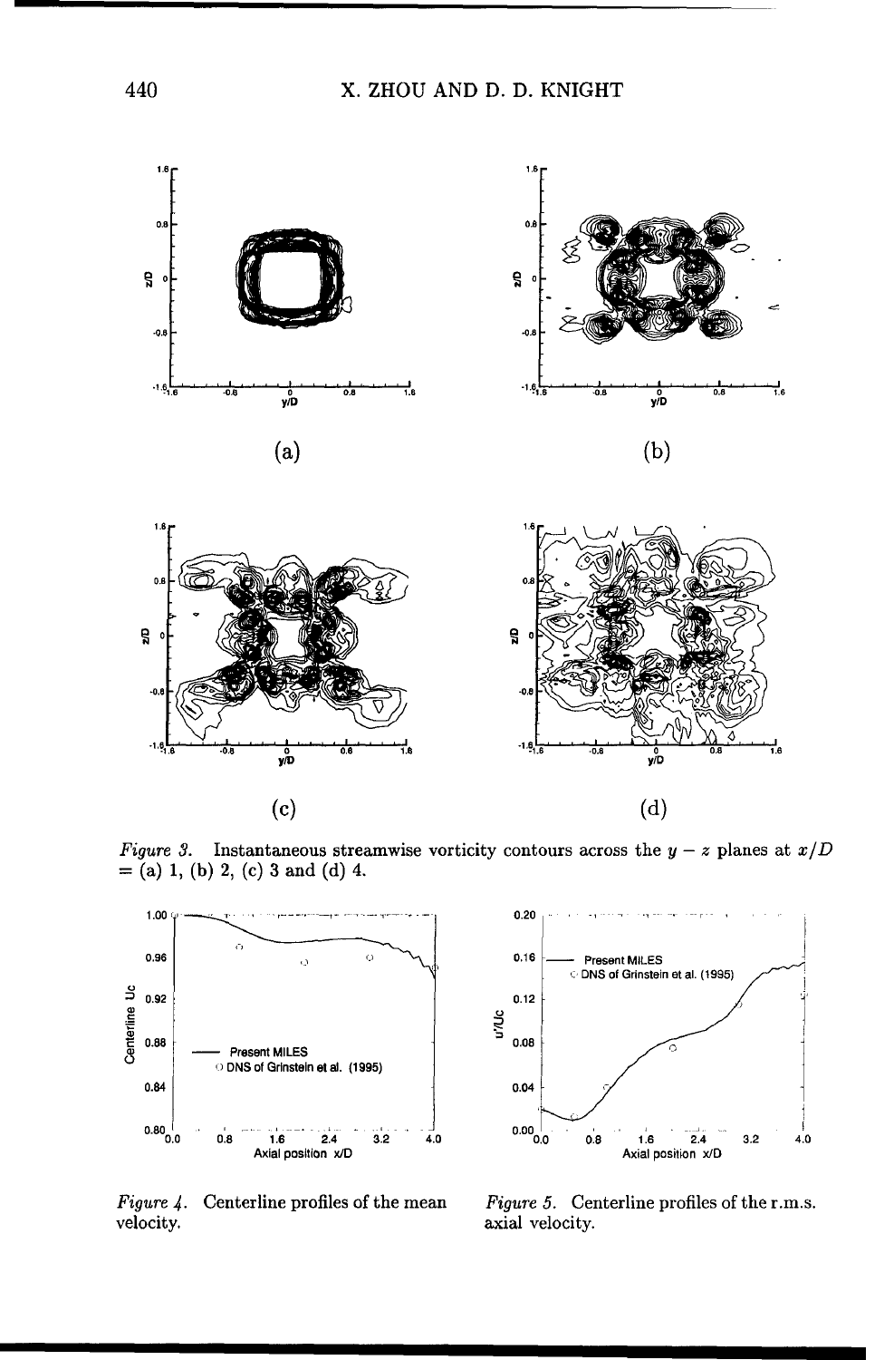1.6

0.8

z/D 0

-0.8

-1.6

-1.6 -0.8 0 0.8 1.6

y/D

(a)

1.6

0.8

z/D 0

-0.8

-1.6

-1.6 -0.8 0 0.8 1.6

y/D

(b)

1.6

0.8

z/D 0

-0.8

-1.6

-1.6 -0.8 0 0.8 1.6

y/D

(c)

1.6

0.8

z/D 0

-0.8

-1.6

-1.6 -0.8 0 0.8 1.6

y/D

(d)

*Figure 3.* Instantaneous streamwise vorticity contours across the $y - z$ planes at $x/D$ = (a) 1, (b) 2, (c) 3 and (d) 4.

1.00

0.96

0.92

0.88

0.84

0.80

Centerline Uc

Present MILES

DNS of Grinstein et al. (1995)

0.0 0.8 1.6 2.4 3.2 4.0

Axial position x/D

*Figure 4.* Centerline profiles of the mean velocity.

0.20

0.16

0.12

0.08

0.04

0.00

u'/Uc

Present MILES

DNS of Grinstein et al. (1995)

0.0 0.8 1.6 2.4 3.2 4.0

Axial position x/D

*Figure 5.* Centerline profiles of the r.m.s. axial velocity.